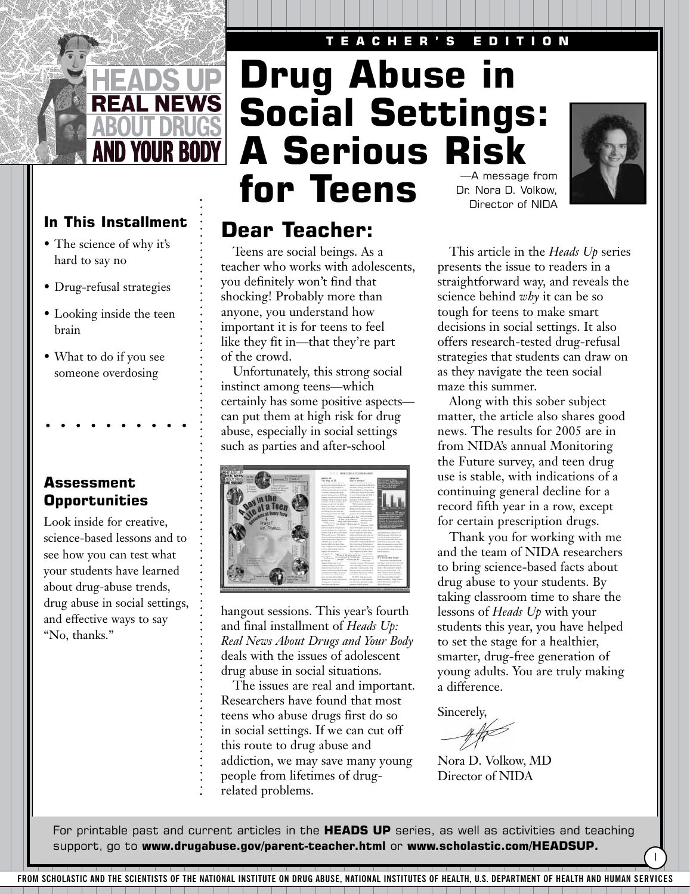TEACHER'S EDITION

HEADS UP REAL NEWS ABOUT DRUGS AND YOUR BODY

# Drug Abuse in Social Settings: A Serious Risk for Teens

—A message from Dr. Nora D. Volkow, Director of NIDA

### In This Installment

- The science of why it's hard to say no
- Drug-refusal strategies
- Looking inside the teen brain
- What to do if you see someone overdosing

### Assessment Opportunities

Look inside for creative, science-based lessons and to see how you can test what your students have learned about drug-abuse trends, drug abuse in social settings, and effective ways to say "No, thanks."

## Dear Teacher:

Teens are social beings. As a teacher who works with adolescents, you definitely won't find that shocking! Probably more than anyone, you understand how important it is for teens to feel like they fit in—that they're part of the crowd.

Unfortunately, this strong social instinct among teens—which certainly has some positive aspects—can put them at high risk for drug abuse, especially in social settings such as parties and after-school hangout sessions. This year's fourth and final installment of *Heads Up: Real News About Drugs and Your Body* deals with the issues of adolescent drug abuse in social situations.

The issues are real and important. Researchers have found that most teens who abuse drugs first do so in social settings. If we can cut off this route to drug abuse and addiction, we may save many young people from lifetimes of drug-related problems.

This article in the *Heads Up* series presents the issue to readers in a straightforward way, and reveals the science behind *why* it can be so tough for teens to make smart decisions in social settings. It also offers research-tested drug-refusal strategies that students can draw on as they navigate the teen social maze this summer.

Along with this sober subject matter, the article also shares good news. The results for 2005 are in from NIDA's annual Monitoring the Future survey, and teen drug use is stable, with indications of a continuing general decline for a record fifth year in a row, except for certain prescription drugs.

Thank you for working with me and the team of NIDA researchers to bring science-based facts about drug abuse to your students. By taking classroom time to share the lessons of *Heads Up* with your students this year, you have helped to set the stage for a healthier, smarter, drug-free generation of young adults. You are truly making a difference.

Sincerely,

Nora D. Volkow, MD
Director of NIDA

For printable past and current articles in the **HEADS UP** series, as well as activities and teaching support, go to **www.drugabuse.gov/parent-teacher.html** or **www.scholastic.com/HEADSUP.**

FROM SCHOLASTIC AND THE SCIENTISTS OF THE NATIONAL INSTITUTE ON DRUG ABUSE, NATIONAL INSTITUTES OF HEALTH, U.S. DEPARTMENT OF HEALTH AND HUMAN SERVICES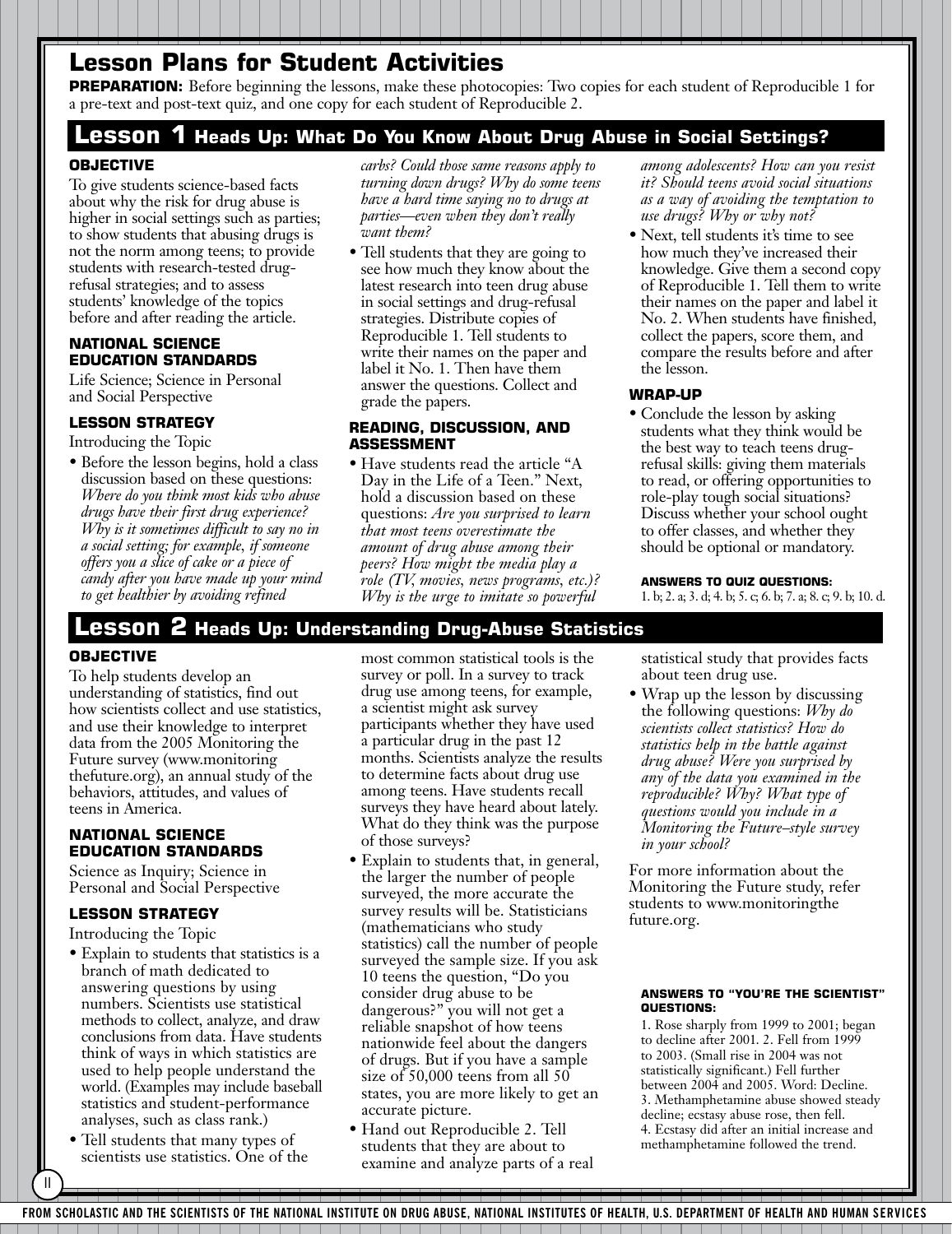# Lesson Plans for Student Activities

**PREPARATION:** Before beginning the lessons, make these photocopies: Two copies for each student of Reproducible 1 for a pre-text and post-text quiz, and one copy for each student of Reproducible 2.

## Lesson 1 Heads Up: What Do You Know About Drug Abuse in Social Settings?

### OBJECTIVE

To give students science-based facts about why the risk for drug abuse is higher in social settings such as parties; to show students that abusing drugs is not the norm among teens; to provide students with research-tested drug-refusal strategies; and to assess students' knowledge of the topics before and after reading the article.

### NATIONAL SCIENCE EDUCATION STANDARDS

Life Science; Science in Personal and Social Perspective

### LESSON STRATEGY

Introducing the Topic

- Before the lesson begins, hold a class discussion based on these questions: *Where do you think most kids who abuse drugs have their first drug experience? Why is it sometimes difficult to say no in a social setting; for example, if someone offers you a slice of cake or a piece of candy after you have made up your mind to get healthier by avoiding refined carbs? Could those same reasons apply to turning down drugs? Why do some teens have a hard time saying no to drugs at parties—even when they don't really want them?*
- Tell students that they are going to see how much they know about the latest research into teen drug abuse in social settings and drug-refusal strategies. Distribute copies of Reproducible 1. Tell students to write their names on the paper and label it No. 1. Then have them answer the questions. Collect and grade the papers.

### READING, DISCUSSION, AND ASSESSMENT

- Have students read the article "A Day in the Life of a Teen." Next, hold a discussion based on these questions: *Are you surprised to learn that most teens overestimate the amount of drug abuse among their peers? How might the media play a role (TV, movies, news programs, etc.)? Why is the urge to imitate so powerful among adolescents? How can you resist it? Should teens avoid social situations as a way of avoiding the temptation to use drugs? Why or why not?*
- Next, tell students it's time to see how much they've increased their knowledge. Give them a second copy of Reproducible 1. Tell them to write their names on the paper and label it No. 2. When students have finished, collect the papers, score them, and compare the results before and after the lesson.

### WRAP-UP

- Conclude the lesson by asking students what they think would be the best way to teach teens drug-refusal skills: giving them materials to read, or offering opportunities to role-play tough social situations? Discuss whether your school ought to offer classes, and whether they should be optional or mandatory.

**ANSWERS TO QUIZ QUESTIONS:**
1. b; 2. a; 3. d; 4. b; 5. c; 6. b; 7. a; 8. c; 9. b; 10. d.

## Lesson 2 Heads Up: Understanding Drug-Abuse Statistics

### OBJECTIVE

To help students develop an understanding of statistics, find out how scientists collect and use statistics, and use their knowledge to interpret data from the 2005 Monitoring the Future survey (www.monitoringthefuture.org), an annual study of the behaviors, attitudes, and values of teens in America.

### NATIONAL SCIENCE EDUCATION STANDARDS

Science as Inquiry; Science in Personal and Social Perspective

### LESSON STRATEGY

Introducing the Topic

- Explain to students that statistics is a branch of math dedicated to answering questions by using numbers. Scientists use statistical methods to collect, analyze, and draw conclusions from data. Have students think of ways in which statistics are used to help people understand the world. (Examples may include baseball statistics and student-performance analyses, such as class rank.)
- Tell students that many types of scientists use statistics. One of the most common statistical tools is the survey or poll. In a survey to track drug use among teens, for example, a scientist might ask survey participants whether they have used a particular drug in the past 12 months. Scientists analyze the results to determine facts about drug use among teens. Have students recall surveys they have heard about lately. What do they think was the purpose of those surveys?
- Explain to students that, in general, the larger the number of people surveyed, the more accurate the survey results will be. Statisticians (mathematicians who study statistics) call the number of people surveyed the sample size. If you ask 10 teens the question, "Do you consider drug abuse to be dangerous?" you will not get a reliable snapshot of how teens nationwide feel about the dangers of drugs. But if you have a sample size of 50,000 teens from all 50 states, you are more likely to get an accurate picture.
- Hand out Reproducible 2. Tell students that they are about to examine and analyze parts of a real statistical study that provides facts about teen drug use.
- Wrap up the lesson by discussing the following questions: *Why do scientists collect statistics? How do statistics help in the battle against drug abuse? Were you surprised by any of the data you examined in the reproducible? Why? What type of questions would you include in a Monitoring the Future–style survey in your school?*

For more information about the Monitoring the Future study, refer students to www.monitoringthefuture.org.

**ANSWERS TO "YOU'RE THE SCIENTIST" QUESTIONS:**

1. Rose sharply from 1999 to 2001; began to decline after 2001. 2. Fell from 1999 to 2003. (Small rise in 2004 was not statistically significant.) Fell further between 2004 and 2005. Word: Decline. 3. Methamphetamine abuse showed steady decline; ecstasy abuse rose, then fell. 4. Ecstasy did after an initial increase and methamphetamine followed the trend.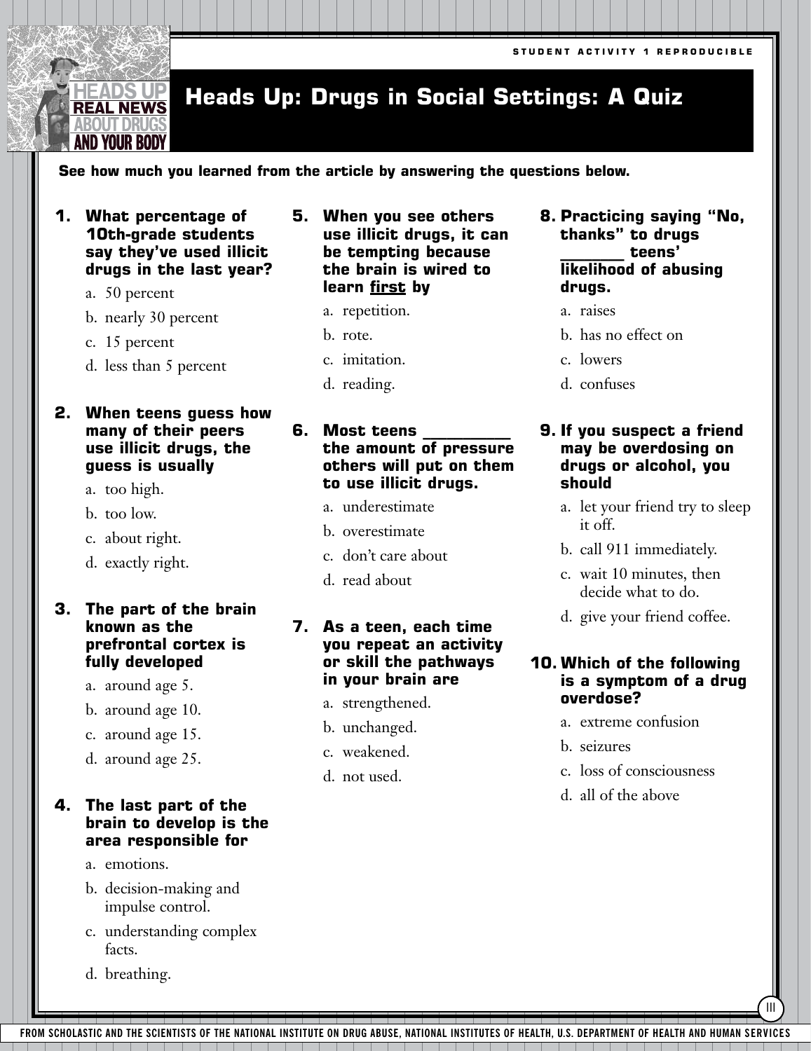STUDENT ACTIVITY 1 REPRODUCIBLE

# Heads Up: Drugs in Social Settings: A Quiz

**See how much you learned from the article by answering the questions below.**

**1. What percentage of 10th-grade students say they've used illicit drugs in the last year?**

a. 50 percent
b. nearly 30 percent
c. 15 percent
d. less than 5 percent

**2. When teens guess how many of their peers use illicit drugs, the guess is usually**

a. too high.
b. too low.
c. about right.
d. exactly right.

**3. The part of the brain known as the prefrontal cortex is fully developed**

a. around age 5.
b. around age 10.
c. around age 15.
d. around age 25.

**4. The last part of the brain to develop is the area responsible for**

a. emotions.
b. decision-making and impulse control.
c. understanding complex facts.
d. breathing.

**5. When you see others use illicit drugs, it can be tempting because the brain is wired to learn <u>first</u> by**

a. repetition.
b. rote.
c. imitation.
d. reading.

**6. Most teens __________ the amount of pressure others will put on them to use illicit drugs.**

a. underestimate
b. overestimate
c. don't care about
d. read about

**7. As a teen, each time you repeat an activity or skill the pathways in your brain are**

a. strengthened.
b. unchanged.
c. weakened.
d. not used.

**8. Practicing saying "No, thanks" to drugs ________ teens' likelihood of abusing drugs.**

a. raises
b. has no effect on
c. lowers
d. confuses

**9. If you suspect a friend may be overdosing on drugs or alcohol, you should**

a. let your friend try to sleep it off.
b. call 911 immediately.
c. wait 10 minutes, then decide what to do.
d. give your friend coffee.

**10. Which of the following is a symptom of a drug overdose?**

a. extreme confusion
b. seizures
c. loss of consciousness
d. all of the above

FROM SCHOLASTIC AND THE SCIENTISTS OF THE NATIONAL INSTITUTE ON DRUG ABUSE, NATIONAL INSTITUTES OF HEALTH, U.S. DEPARTMENT OF HEALTH AND HUMAN SERVICES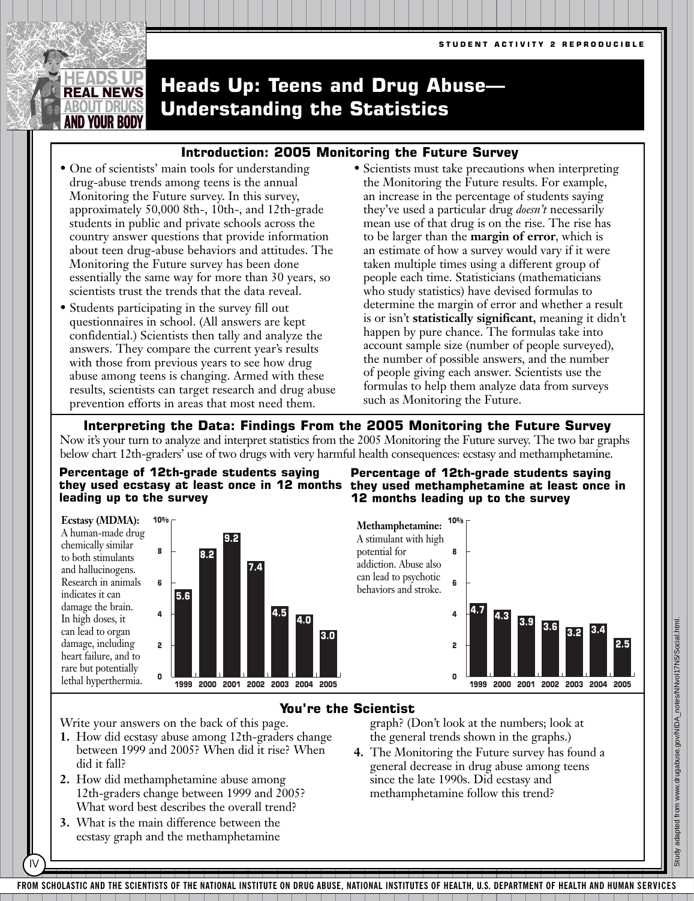STUDENT ACTIVITY 2 REPRODUCIBLE

HEADS UP REAL NEWS ABOUT DRUGS AND YOUR BODY

# Heads Up: Teens and Drug Abuse—Understanding the Statistics

## Introduction: 2005 Monitoring the Future Survey

- One of scientists' main tools for understanding drug-abuse trends among teens is the annual Monitoring the Future survey. In this survey, approximately 50,000 8th-, 10th-, and 12th-grade students in public and private schools across the country answer questions that provide information about teen drug-abuse behaviors and attitudes. The Monitoring the Future survey has been done essentially the same way for more than 30 years, so scientists trust the trends that the data reveal.
- Students participating in the survey fill out questionnaires in school. (All answers are kept confidential.) Scientists then tally and analyze the answers. They compare the current year's results with those from previous years to see how drug abuse among teens is changing. Armed with these results, scientists can target research and drug abuse prevention efforts in areas that most need them.
- Scientists must take precautions when interpreting the Monitoring the Future results. For example, an increase in the percentage of students saying they've used a particular drug *doesn't* necessarily mean use of that drug is on the rise. The rise has to be larger than the **margin of error**, which is an estimate of how a survey would vary if it were taken multiple times using a different group of people each time. Statisticians (mathematicians who study statistics) have devised formulas to determine the margin of error and whether a result is or isn't **statistically significant,** meaning it didn't happen by pure chance. The formulas take into account sample size (number of people surveyed), the number of possible answers, and the number of people giving each answer. Scientists use the formulas to help them analyze data from surveys such as Monitoring the Future.

## Interpreting the Data: Findings From the 2005 Monitoring the Future Survey

Now it's your turn to analyze and interpret statistics from the 2005 Monitoring the Future survey. The two bar graphs below chart 12th-graders' use of two drugs with very harmful health consequences: ecstasy and methamphetamine.

**Percentage of 12th-grade students saying they used ecstasy at least once in 12 months leading up to the survey**

**Ecstasy (MDMA):** A human-made drug chemically similar to both stimulants and hallucinogens. Research in animals indicates it can damage the brain. In high doses, it can lead to organ damage, including heart failure, and to rare but potentially lethal hyperthermia.

10%
8
6
4
2
0

5.6 8.2 9.2 7.4 4.5 4.0 3.0

1999 2000 2001 2002 2003 2004 2005

**Percentage of 12th-grade students saying they used methamphetamine at least once in 12 months leading up to the survey**

**Methamphetamine:** A stimulant with high potential for addiction. Abuse also can lead to psychotic behaviors and stroke.

10%
8
6
4
2
0

4.7 4.3 3.9 3.6 3.2 3.4 2.5

1999 2000 2001 2002 2003 2004 2005

## You're the Scientist

Write your answers on the back of this page.

1. How did ecstasy abuse among 12th-graders change between 1999 and 2005? When did it rise? When did it fall?
2. How did methamphetamine abuse among 12th-graders change between 1999 and 2005? What word best describes the overall trend?
3. What is the main difference between the ecstasy graph and the methamphetamine graph? (Don't look at the numbers; look at the general trends shown in the graphs.)
4. The Monitoring the Future survey has found a general decrease in drug abuse among teens since the late 1990s. Did ecstasy and methamphetamine follow this trend?

Study adapted from www.drugabuse.gov/NIDA_notes/NNvol17N5/Social.html.

FROM SCHOLASTIC AND THE SCIENTISTS OF THE NATIONAL INSTITUTE ON DRUG ABUSE, NATIONAL INSTITUTES OF HEALTH, U.S. DEPARTMENT OF HEALTH AND HUMAN SERVICES